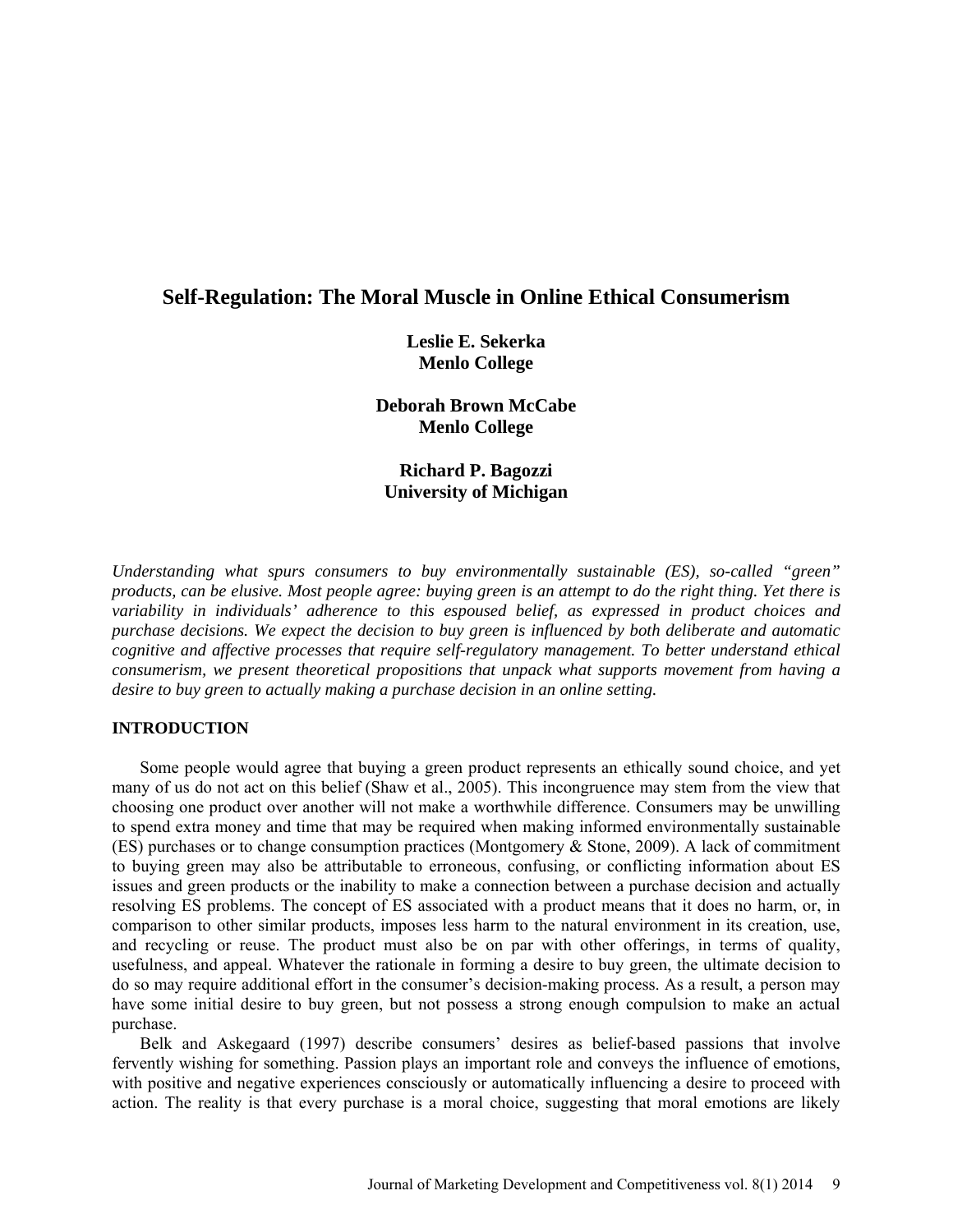# Self-Regulation: The Moral Muscle in Online Ethical Consumerism

**Leslie E. Sekerka**
**Menlo College**

**Deborah Brown McCabe**
**Menlo College**

**Richard P. Bagozzi**
**University of Michigan**

*Understanding what spurs consumers to buy environmentally sustainable (ES), so-called "green" products, can be elusive. Most people agree: buying green is an attempt to do the right thing. Yet there is variability in individuals' adherence to this espoused belief, as expressed in product choices and purchase decisions. We expect the decision to buy green is influenced by both deliberate and automatic cognitive and affective processes that require self-regulatory management. To better understand ethical consumerism, we present theoretical propositions that unpack what supports movement from having a desire to buy green to actually making a purchase decision in an online setting.*

## INTRODUCTION

Some people would agree that buying a green product represents an ethically sound choice, and yet many of us do not act on this belief (Shaw et al., 2005). This incongruence may stem from the view that choosing one product over another will not make a worthwhile difference. Consumers may be unwilling to spend extra money and time that may be required when making informed environmentally sustainable (ES) purchases or to change consumption practices (Montgomery & Stone, 2009). A lack of commitment to buying green may also be attributable to erroneous, confusing, or conflicting information about ES issues and green products or the inability to make a connection between a purchase decision and actually resolving ES problems. The concept of ES associated with a product means that it does no harm, or, in comparison to other similar products, imposes less harm to the natural environment in its creation, use, and recycling or reuse. The product must also be on par with other offerings, in terms of quality, usefulness, and appeal. Whatever the rationale in forming a desire to buy green, the ultimate decision to do so may require additional effort in the consumer's decision-making process. As a result, a person may have some initial desire to buy green, but not possess a strong enough compulsion to make an actual purchase.

Belk and Askegaard (1997) describe consumers' desires as belief-based passions that involve fervently wishing for something. Passion plays an important role and conveys the influence of emotions, with positive and negative experiences consciously or automatically influencing a desire to proceed with action. The reality is that every purchase is a moral choice, suggesting that moral emotions are likely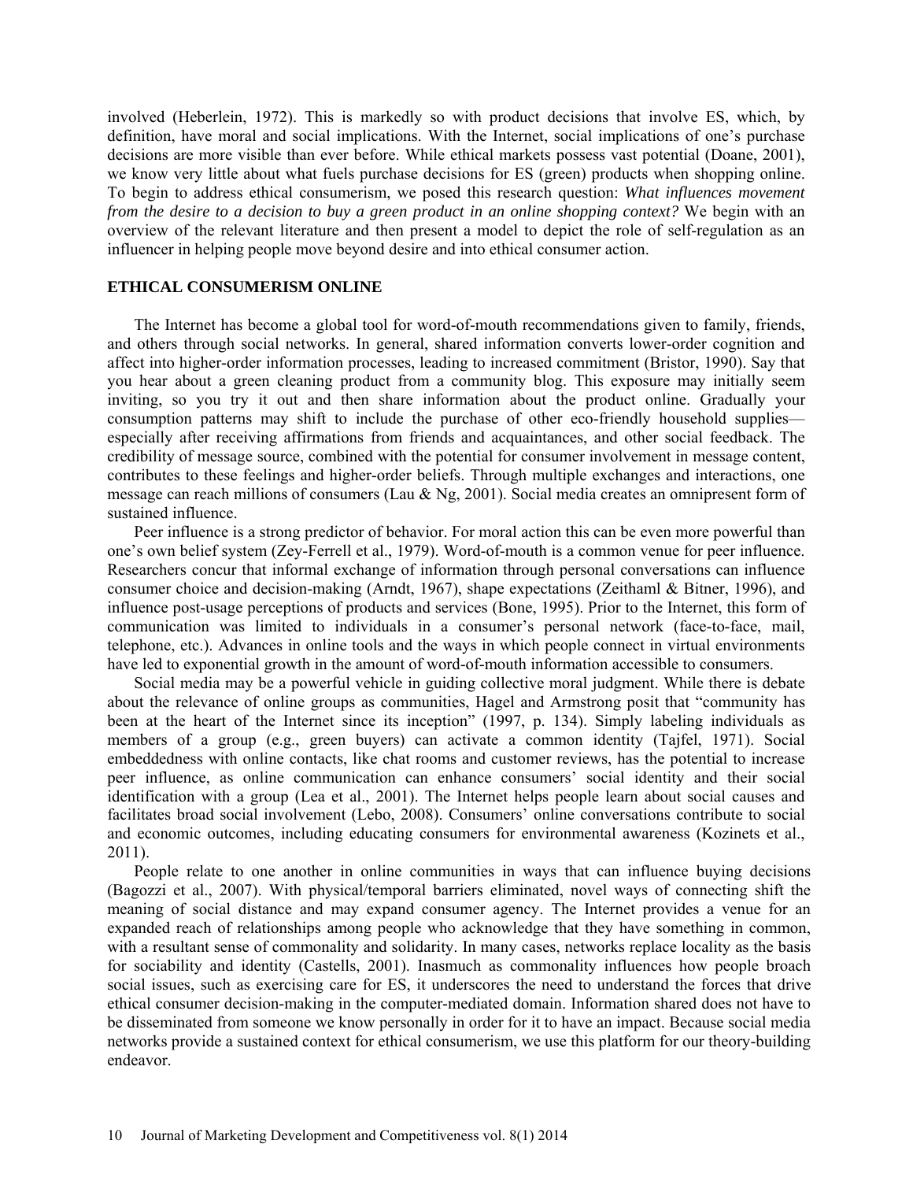involved (Heberlein, 1972). This is markedly so with product decisions that involve ES, which, by definition, have moral and social implications. With the Internet, social implications of one's purchase decisions are more visible than ever before. While ethical markets possess vast potential (Doane, 2001), we know very little about what fuels purchase decisions for ES (green) products when shopping online. To begin to address ethical consumerism, we posed this research question: *What influences movement from the desire to a decision to buy a green product in an online shopping context?* We begin with an overview of the relevant literature and then present a model to depict the role of self-regulation as an influencer in helping people move beyond desire and into ethical consumer action.

## ETHICAL CONSUMERISM ONLINE

The Internet has become a global tool for word-of-mouth recommendations given to family, friends, and others through social networks. In general, shared information converts lower-order cognition and affect into higher-order information processes, leading to increased commitment (Bristor, 1990). Say that you hear about a green cleaning product from a community blog. This exposure may initially seem inviting, so you try it out and then share information about the product online. Gradually your consumption patterns may shift to include the purchase of other eco-friendly household supplies—especially after receiving affirmations from friends and acquaintances, and other social feedback. The credibility of message source, combined with the potential for consumer involvement in message content, contributes to these feelings and higher-order beliefs. Through multiple exchanges and interactions, one message can reach millions of consumers (Lau & Ng, 2001). Social media creates an omnipresent form of sustained influence.

Peer influence is a strong predictor of behavior. For moral action this can be even more powerful than one's own belief system (Zey-Ferrell et al., 1979). Word-of-mouth is a common venue for peer influence. Researchers concur that informal exchange of information through personal conversations can influence consumer choice and decision-making (Arndt, 1967), shape expectations (Zeithaml & Bitner, 1996), and influence post-usage perceptions of products and services (Bone, 1995). Prior to the Internet, this form of communication was limited to individuals in a consumer's personal network (face-to-face, mail, telephone, etc.). Advances in online tools and the ways in which people connect in virtual environments have led to exponential growth in the amount of word-of-mouth information accessible to consumers.

Social media may be a powerful vehicle in guiding collective moral judgment. While there is debate about the relevance of online groups as communities, Hagel and Armstrong posit that "community has been at the heart of the Internet since its inception" (1997, p. 134). Simply labeling individuals as members of a group (e.g., green buyers) can activate a common identity (Tajfel, 1971). Social embeddedness with online contacts, like chat rooms and customer reviews, has the potential to increase peer influence, as online communication can enhance consumers' social identity and their social identification with a group (Lea et al., 2001). The Internet helps people learn about social causes and facilitates broad social involvement (Lebo, 2008). Consumers' online conversations contribute to social and economic outcomes, including educating consumers for environmental awareness (Kozinets et al., 2011).

People relate to one another in online communities in ways that can influence buying decisions (Bagozzi et al., 2007). With physical/temporal barriers eliminated, novel ways of connecting shift the meaning of social distance and may expand consumer agency. The Internet provides a venue for an expanded reach of relationships among people who acknowledge that they have something in common, with a resultant sense of commonality and solidarity. In many cases, networks replace locality as the basis for sociability and identity (Castells, 2001). Inasmuch as commonality influences how people broach social issues, such as exercising care for ES, it underscores the need to understand the forces that drive ethical consumer decision-making in the computer-mediated domain. Information shared does not have to be disseminated from someone we know personally in order for it to have an impact. Because social media networks provide a sustained context for ethical consumerism, we use this platform for our theory-building endeavor.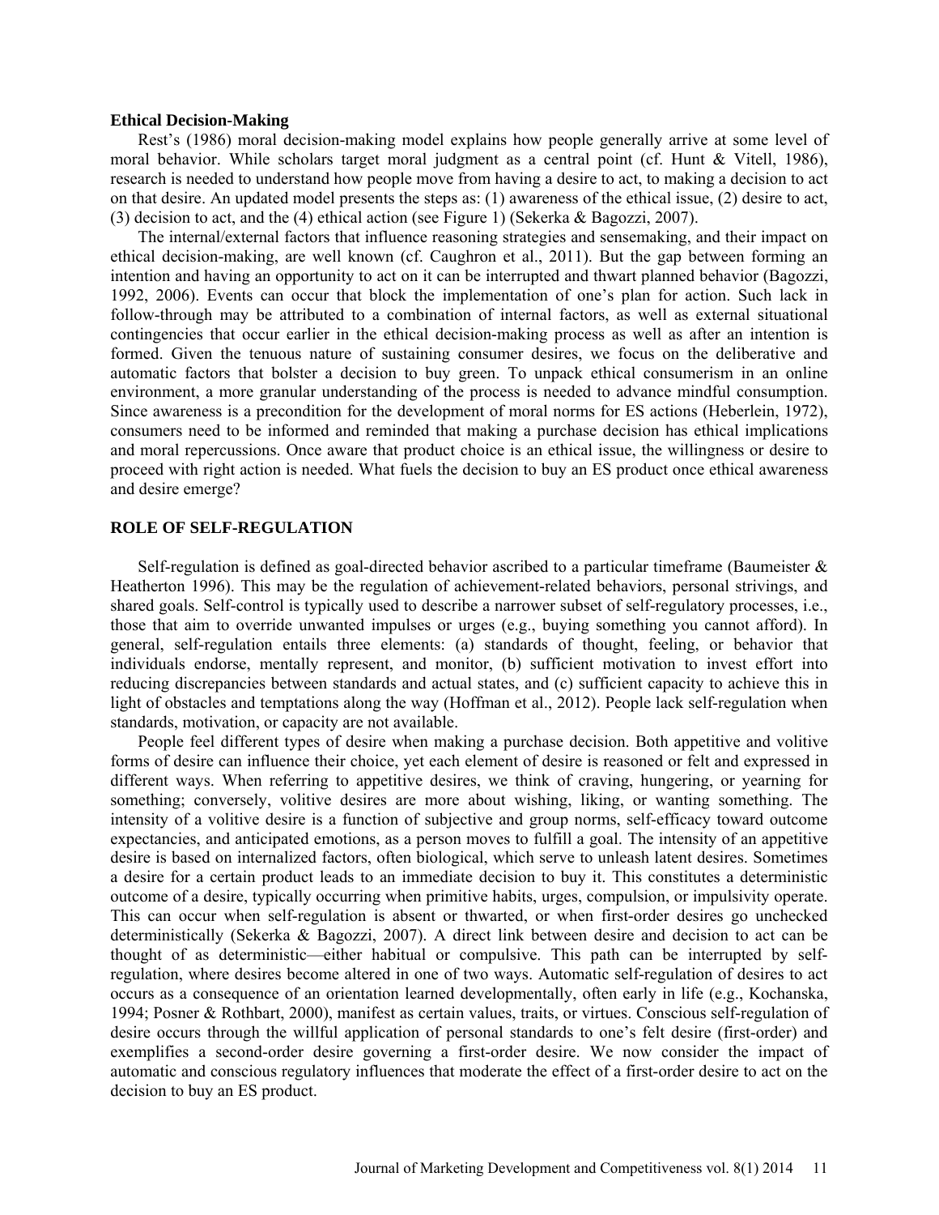**Ethical Decision-Making**

Rest's (1986) moral decision-making model explains how people generally arrive at some level of moral behavior. While scholars target moral judgment as a central point (cf. Hunt & Vitell, 1986), research is needed to understand how people move from having a desire to act, to making a decision to act on that desire. An updated model presents the steps as: (1) awareness of the ethical issue, (2) desire to act, (3) decision to act, and the (4) ethical action (see Figure 1) (Sekerka & Bagozzi, 2007).

The internal/external factors that influence reasoning strategies and sensemaking, and their impact on ethical decision-making, are well known (cf. Caughron et al., 2011). But the gap between forming an intention and having an opportunity to act on it can be interrupted and thwart planned behavior (Bagozzi, 1992, 2006). Events can occur that block the implementation of one's plan for action. Such lack in follow-through may be attributed to a combination of internal factors, as well as external situational contingencies that occur earlier in the ethical decision-making process as well as after an intention is formed. Given the tenuous nature of sustaining consumer desires, we focus on the deliberative and automatic factors that bolster a decision to buy green. To unpack ethical consumerism in an online environment, a more granular understanding of the process is needed to advance mindful consumption. Since awareness is a precondition for the development of moral norms for ES actions (Heberlein, 1972), consumers need to be informed and reminded that making a purchase decision has ethical implications and moral repercussions. Once aware that product choice is an ethical issue, the willingness or desire to proceed with right action is needed. What fuels the decision to buy an ES product once ethical awareness and desire emerge?

## ROLE OF SELF-REGULATION

Self-regulation is defined as goal-directed behavior ascribed to a particular timeframe (Baumeister & Heatherton 1996). This may be the regulation of achievement-related behaviors, personal strivings, and shared goals. Self-control is typically used to describe a narrower subset of self-regulatory processes, i.e., those that aim to override unwanted impulses or urges (e.g., buying something you cannot afford). In general, self-regulation entails three elements: (a) standards of thought, feeling, or behavior that individuals endorse, mentally represent, and monitor, (b) sufficient motivation to invest effort into reducing discrepancies between standards and actual states, and (c) sufficient capacity to achieve this in light of obstacles and temptations along the way (Hoffman et al., 2012). People lack self-regulation when standards, motivation, or capacity are not available.

People feel different types of desire when making a purchase decision. Both appetitive and volitive forms of desire can influence their choice, yet each element of desire is reasoned or felt and expressed in different ways. When referring to appetitive desires, we think of craving, hungering, or yearning for something; conversely, volitive desires are more about wishing, liking, or wanting something. The intensity of a volitive desire is a function of subjective and group norms, self-efficacy toward outcome expectancies, and anticipated emotions, as a person moves to fulfill a goal. The intensity of an appetitive desire is based on internalized factors, often biological, which serve to unleash latent desires. Sometimes a desire for a certain product leads to an immediate decision to buy it. This constitutes a deterministic outcome of a desire, typically occurring when primitive habits, urges, compulsion, or impulsivity operate. This can occur when self-regulation is absent or thwarted, or when first-order desires go unchecked deterministically (Sekerka & Bagozzi, 2007). A direct link between desire and decision to act can be thought of as deterministic—either habitual or compulsive. This path can be interrupted by self-regulation, where desires become altered in one of two ways. Automatic self-regulation of desires to act occurs as a consequence of an orientation learned developmentally, often early in life (e.g., Kochanska, 1994; Posner & Rothbart, 2000), manifest as certain values, traits, or virtues. Conscious self-regulation of desire occurs through the willful application of personal standards to one's felt desire (first-order) and exemplifies a second-order desire governing a first-order desire. We now consider the impact of automatic and conscious regulatory influences that moderate the effect of a first-order desire to act on the decision to buy an ES product.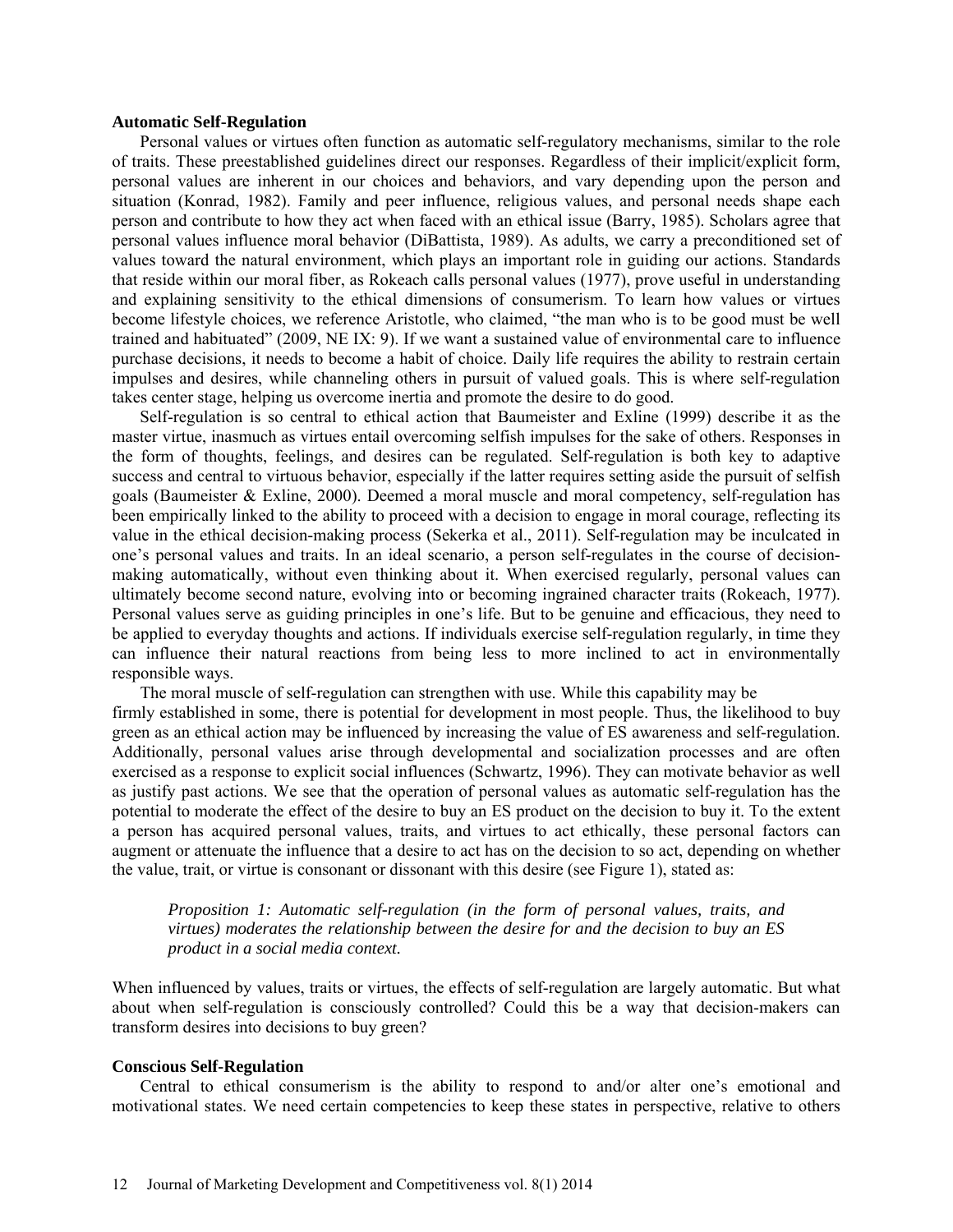### Automatic Self-Regulation

Personal values or virtues often function as automatic self-regulatory mechanisms, similar to the role of traits. These preestablished guidelines direct our responses. Regardless of their implicit/explicit form, personal values are inherent in our choices and behaviors, and vary depending upon the person and situation (Konrad, 1982). Family and peer influence, religious values, and personal needs shape each person and contribute to how they act when faced with an ethical issue (Barry, 1985). Scholars agree that personal values influence moral behavior (DiBattista, 1989). As adults, we carry a preconditioned set of values toward the natural environment, which plays an important role in guiding our actions. Standards that reside within our moral fiber, as Rokeach calls personal values (1977), prove useful in understanding and explaining sensitivity to the ethical dimensions of consumerism. To learn how values or virtues become lifestyle choices, we reference Aristotle, who claimed, "the man who is to be good must be well trained and habituated" (2009, NE IX: 9). If we want a sustained value of environmental care to influence purchase decisions, it needs to become a habit of choice. Daily life requires the ability to restrain certain impulses and desires, while channeling others in pursuit of valued goals. This is where self-regulation takes center stage, helping us overcome inertia and promote the desire to do good.

Self-regulation is so central to ethical action that Baumeister and Exline (1999) describe it as the master virtue, inasmuch as virtues entail overcoming selfish impulses for the sake of others. Responses in the form of thoughts, feelings, and desires can be regulated. Self-regulation is both key to adaptive success and central to virtuous behavior, especially if the latter requires setting aside the pursuit of selfish goals (Baumeister & Exline, 2000). Deemed a moral muscle and moral competency, self-regulation has been empirically linked to the ability to proceed with a decision to engage in moral courage, reflecting its value in the ethical decision-making process (Sekerka et al., 2011). Self-regulation may be inculcated in one's personal values and traits. In an ideal scenario, a person self-regulates in the course of decision-making automatically, without even thinking about it. When exercised regularly, personal values can ultimately become second nature, evolving into or becoming ingrained character traits (Rokeach, 1977). Personal values serve as guiding principles in one's life. But to be genuine and efficacious, they need to be applied to everyday thoughts and actions. If individuals exercise self-regulation regularly, in time they can influence their natural reactions from being less to more inclined to act in environmentally responsible ways.

The moral muscle of self-regulation can strengthen with use. While this capability may be firmly established in some, there is potential for development in most people. Thus, the likelihood to buy green as an ethical action may be influenced by increasing the value of ES awareness and self-regulation. Additionally, personal values arise through developmental and socialization processes and are often exercised as a response to explicit social influences (Schwartz, 1996). They can motivate behavior as well as justify past actions. We see that the operation of personal values as automatic self-regulation has the potential to moderate the effect of the desire to buy an ES product on the decision to buy it. To the extent a person has acquired personal values, traits, and virtues to act ethically, these personal factors can augment or attenuate the influence that a desire to act has on the decision to so act, depending on whether the value, trait, or virtue is consonant or dissonant with this desire (see Figure 1), stated as:

> *Proposition 1: Automatic self-regulation (in the form of personal values, traits, and virtues) moderates the relationship between the desire for and the decision to buy an ES product in a social media context.*

When influenced by values, traits or virtues, the effects of self-regulation are largely automatic. But what about when self-regulation is consciously controlled? Could this be a way that decision-makers can transform desires into decisions to buy green?

### Conscious Self-Regulation

Central to ethical consumerism is the ability to respond to and/or alter one's emotional and motivational states. We need certain competencies to keep these states in perspective, relative to others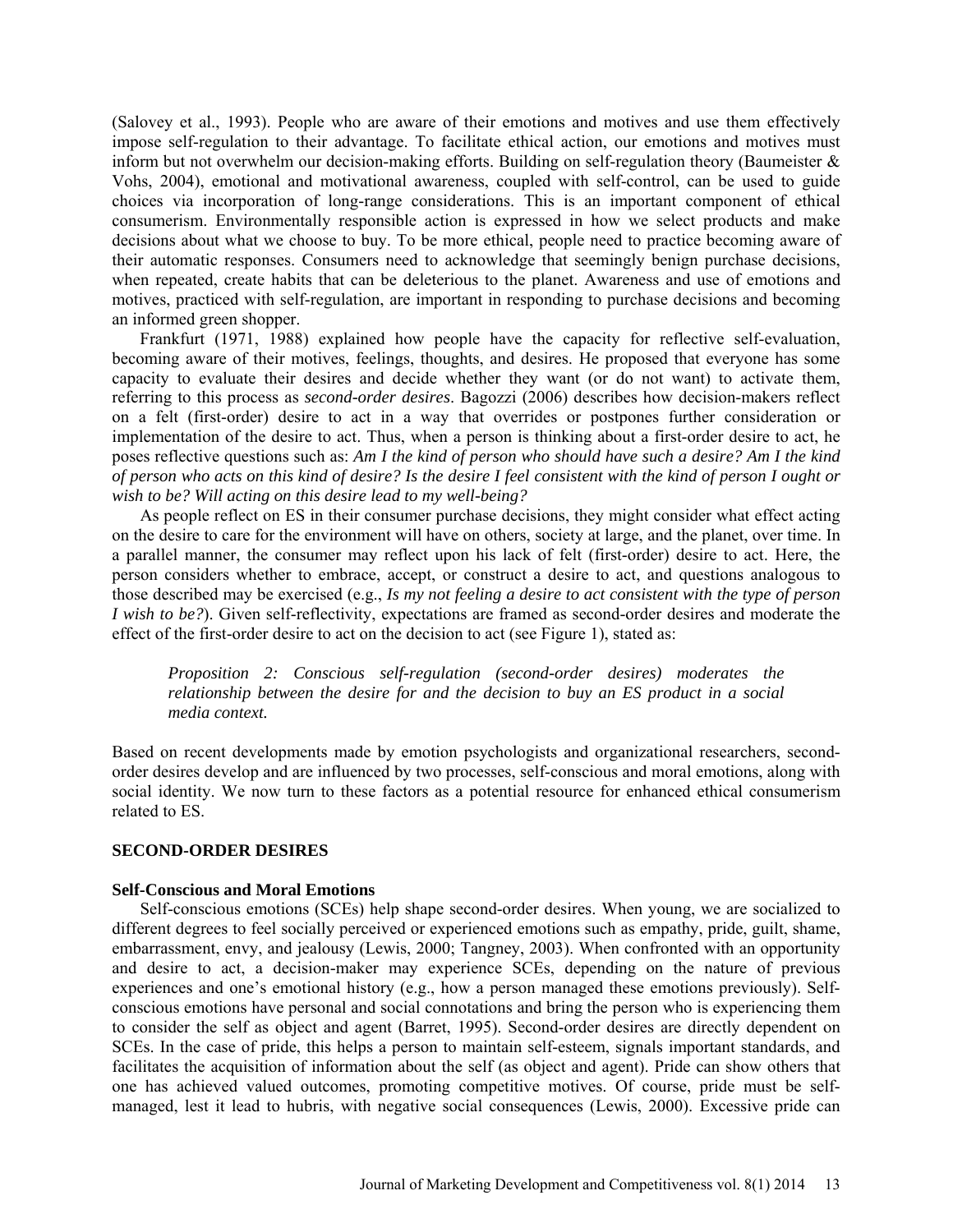(Salovey et al., 1993). People who are aware of their emotions and motives and use them effectively impose self-regulation to their advantage. To facilitate ethical action, our emotions and motives must inform but not overwhelm our decision-making efforts. Building on self-regulation theory (Baumeister & Vohs, 2004), emotional and motivational awareness, coupled with self-control, can be used to guide choices via incorporation of long-range considerations. This is an important component of ethical consumerism. Environmentally responsible action is expressed in how we select products and make decisions about what we choose to buy. To be more ethical, people need to practice becoming aware of their automatic responses. Consumers need to acknowledge that seemingly benign purchase decisions, when repeated, create habits that can be deleterious to the planet. Awareness and use of emotions and motives, practiced with self-regulation, are important in responding to purchase decisions and becoming an informed green shopper.

Frankfurt (1971, 1988) explained how people have the capacity for reflective self-evaluation, becoming aware of their motives, feelings, thoughts, and desires. He proposed that everyone has some capacity to evaluate their desires and decide whether they want (or do not want) to activate them, referring to this process as *second-order desires*. Bagozzi (2006) describes how decision-makers reflect on a felt (first-order) desire to act in a way that overrides or postpones further consideration or implementation of the desire to act. Thus, when a person is thinking about a first-order desire to act, he poses reflective questions such as: *Am I the kind of person who should have such a desire? Am I the kind of person who acts on this kind of desire? Is the desire I feel consistent with the kind of person I ought or wish to be? Will acting on this desire lead to my well-being?*

As people reflect on ES in their consumer purchase decisions, they might consider what effect acting on the desire to care for the environment will have on others, society at large, and the planet, over time. In a parallel manner, the consumer may reflect upon his lack of felt (first-order) desire to act. Here, the person considers whether to embrace, accept, or construct a desire to act, and questions analogous to those described may be exercised (e.g., *Is my not feeling a desire to act consistent with the type of person I wish to be?*). Given self-reflectivity, expectations are framed as second-order desires and moderate the effect of the first-order desire to act on the decision to act (see Figure 1), stated as:

> *Proposition 2: Conscious self-regulation (second-order desires) moderates the relationship between the desire for and the decision to buy an ES product in a social media context.*

Based on recent developments made by emotion psychologists and organizational researchers, second-order desires develop and are influenced by two processes, self-conscious and moral emotions, along with social identity. We now turn to these factors as a potential resource for enhanced ethical consumerism related to ES.

## SECOND-ORDER DESIRES

### Self-Conscious and Moral Emotions

Self-conscious emotions (SCEs) help shape second-order desires. When young, we are socialized to different degrees to feel socially perceived or experienced emotions such as empathy, pride, guilt, shame, embarrassment, envy, and jealousy (Lewis, 2000; Tangney, 2003). When confronted with an opportunity and desire to act, a decision-maker may experience SCEs, depending on the nature of previous experiences and one's emotional history (e.g., how a person managed these emotions previously). Self-conscious emotions have personal and social connotations and bring the person who is experiencing them to consider the self as object and agent (Barret, 1995). Second-order desires are directly dependent on SCEs. In the case of pride, this helps a person to maintain self-esteem, signals important standards, and facilitates the acquisition of information about the self (as object and agent). Pride can show others that one has achieved valued outcomes, promoting competitive motives. Of course, pride must be self-managed, lest it lead to hubris, with negative social consequences (Lewis, 2000). Excessive pride can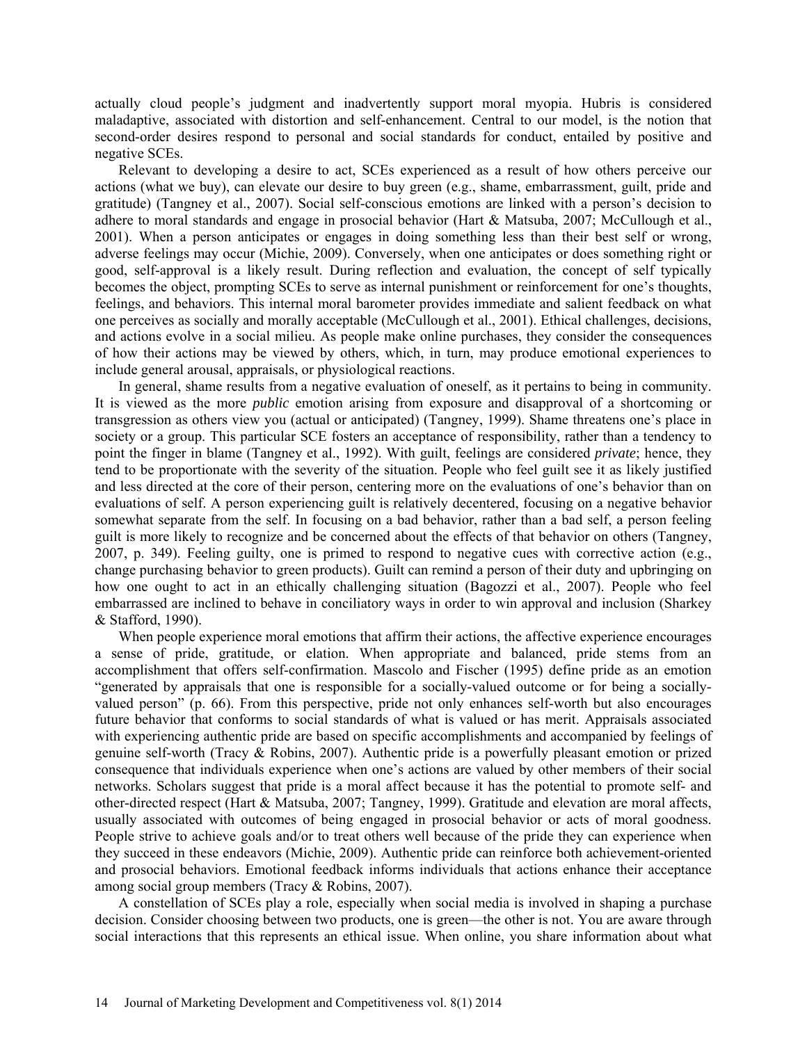actually cloud people's judgment and inadvertently support moral myopia. Hubris is considered maladaptive, associated with distortion and self-enhancement. Central to our model, is the notion that second-order desires respond to personal and social standards for conduct, entailed by positive and negative SCEs.

Relevant to developing a desire to act, SCEs experienced as a result of how others perceive our actions (what we buy), can elevate our desire to buy green (e.g., shame, embarrassment, guilt, pride and gratitude) (Tangney et al., 2007). Social self-conscious emotions are linked with a person's decision to adhere to moral standards and engage in prosocial behavior (Hart & Matsuba, 2007; McCullough et al., 2001). When a person anticipates or engages in doing something less than their best self or wrong, adverse feelings may occur (Michie, 2009). Conversely, when one anticipates or does something right or good, self-approval is a likely result. During reflection and evaluation, the concept of self typically becomes the object, prompting SCEs to serve as internal punishment or reinforcement for one's thoughts, feelings, and behaviors. This internal moral barometer provides immediate and salient feedback on what one perceives as socially and morally acceptable (McCullough et al., 2001). Ethical challenges, decisions, and actions evolve in a social milieu. As people make online purchases, they consider the consequences of how their actions may be viewed by others, which, in turn, may produce emotional experiences to include general arousal, appraisals, or physiological reactions.

In general, shame results from a negative evaluation of oneself, as it pertains to being in community. It is viewed as the more *public* emotion arising from exposure and disapproval of a shortcoming or transgression as others view you (actual or anticipated) (Tangney, 1999). Shame threatens one's place in society or a group. This particular SCE fosters an acceptance of responsibility, rather than a tendency to point the finger in blame (Tangney et al., 1992). With guilt, feelings are considered *private*; hence, they tend to be proportionate with the severity of the situation. People who feel guilt see it as likely justified and less directed at the core of their person, centering more on the evaluations of one's behavior than on evaluations of self. A person experiencing guilt is relatively decentered, focusing on a negative behavior somewhat separate from the self. In focusing on a bad behavior, rather than a bad self, a person feeling guilt is more likely to recognize and be concerned about the effects of that behavior on others (Tangney, 2007, p. 349). Feeling guilty, one is primed to respond to negative cues with corrective action (e.g., change purchasing behavior to green products). Guilt can remind a person of their duty and upbringing on how one ought to act in an ethically challenging situation (Bagozzi et al., 2007). People who feel embarrassed are inclined to behave in conciliatory ways in order to win approval and inclusion (Sharkey & Stafford, 1990).

When people experience moral emotions that affirm their actions, the affective experience encourages a sense of pride, gratitude, or elation. When appropriate and balanced, pride stems from an accomplishment that offers self-confirmation. Mascolo and Fischer (1995) define pride as an emotion "generated by appraisals that one is responsible for a socially-valued outcome or for being a socially-valued person" (p. 66). From this perspective, pride not only enhances self-worth but also encourages future behavior that conforms to social standards of what is valued or has merit. Appraisals associated with experiencing authentic pride are based on specific accomplishments and accompanied by feelings of genuine self-worth (Tracy & Robins, 2007). Authentic pride is a powerfully pleasant emotion or prized consequence that individuals experience when one's actions are valued by other members of their social networks. Scholars suggest that pride is a moral affect because it has the potential to promote self- and other-directed respect (Hart & Matsuba, 2007; Tangney, 1999). Gratitude and elevation are moral affects, usually associated with outcomes of being engaged in prosocial behavior or acts of moral goodness. People strive to achieve goals and/or to treat others well because of the pride they can experience when they succeed in these endeavors (Michie, 2009). Authentic pride can reinforce both achievement-oriented and prosocial behaviors. Emotional feedback informs individuals that actions enhance their acceptance among social group members (Tracy & Robins, 2007).

A constellation of SCEs play a role, especially when social media is involved in shaping a purchase decision. Consider choosing between two products, one is green—the other is not. You are aware through social interactions that this represents an ethical issue. When online, you share information about what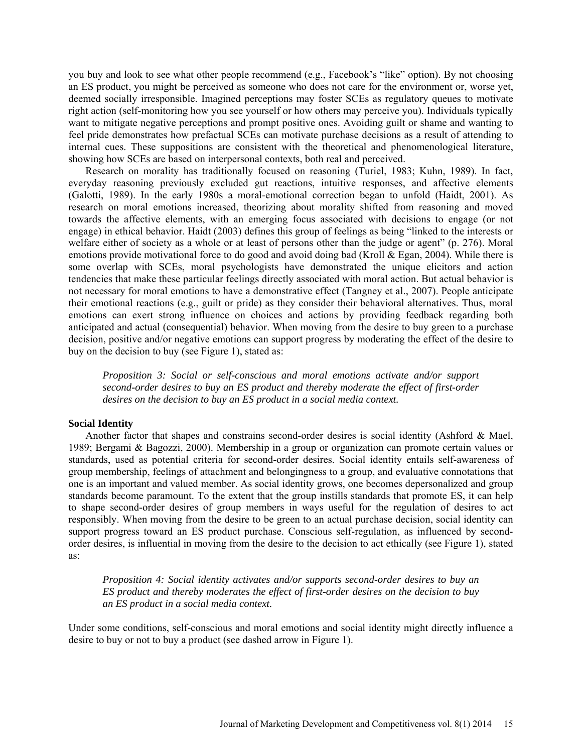you buy and look to see what other people recommend (e.g., Facebook's "like" option). By not choosing an ES product, you might be perceived as someone who does not care for the environment or, worse yet, deemed socially irresponsible. Imagined perceptions may foster SCEs as regulatory queues to motivate right action (self-monitoring how you see yourself or how others may perceive you). Individuals typically want to mitigate negative perceptions and prompt positive ones. Avoiding guilt or shame and wanting to feel pride demonstrates how prefactual SCEs can motivate purchase decisions as a result of attending to internal cues. These suppositions are consistent with the theoretical and phenomenological literature, showing how SCEs are based on interpersonal contexts, both real and perceived.

Research on morality has traditionally focused on reasoning (Turiel, 1983; Kuhn, 1989). In fact, everyday reasoning previously excluded gut reactions, intuitive responses, and affective elements (Galotti, 1989). In the early 1980s a moral-emotional correction began to unfold (Haidt, 2001). As research on moral emotions increased, theorizing about morality shifted from reasoning and moved towards the affective elements, with an emerging focus associated with decisions to engage (or not engage) in ethical behavior. Haidt (2003) defines this group of feelings as being "linked to the interests or welfare either of society as a whole or at least of persons other than the judge or agent" (p. 276). Moral emotions provide motivational force to do good and avoid doing bad (Kroll & Egan, 2004). While there is some overlap with SCEs, moral psychologists have demonstrated the unique elicitors and action tendencies that make these particular feelings directly associated with moral action. But actual behavior is not necessary for moral emotions to have a demonstrative effect (Tangney et al., 2007). People anticipate their emotional reactions (e.g., guilt or pride) as they consider their behavioral alternatives. Thus, moral emotions can exert strong influence on choices and actions by providing feedback regarding both anticipated and actual (consequential) behavior. When moving from the desire to buy green to a purchase decision, positive and/or negative emotions can support progress by moderating the effect of the desire to buy on the decision to buy (see Figure 1), stated as:

> *Proposition 3: Social or self-conscious and moral emotions activate and/or support second-order desires to buy an ES product and thereby moderate the effect of first-order desires on the decision to buy an ES product in a social media context.*

**Social Identity**

Another factor that shapes and constrains second-order desires is social identity (Ashford & Mael, 1989; Bergami & Bagozzi, 2000). Membership in a group or organization can promote certain values or standards, used as potential criteria for second-order desires. Social identity entails self-awareness of group membership, feelings of attachment and belongingness to a group, and evaluative connotations that one is an important and valued member. As social identity grows, one becomes depersonalized and group standards become paramount. To the extent that the group instills standards that promote ES, it can help to shape second-order desires of group members in ways useful for the regulation of desires to act responsibly. When moving from the desire to be green to an actual purchase decision, social identity can support progress toward an ES product purchase. Conscious self-regulation, as influenced by second-order desires, is influential in moving from the desire to the decision to act ethically (see Figure 1), stated as:

> *Proposition 4: Social identity activates and/or supports second-order desires to buy an ES product and thereby moderates the effect of first-order desires on the decision to buy an ES product in a social media context.*

Under some conditions, self-conscious and moral emotions and social identity might directly influence a desire to buy or not to buy a product (see dashed arrow in Figure 1).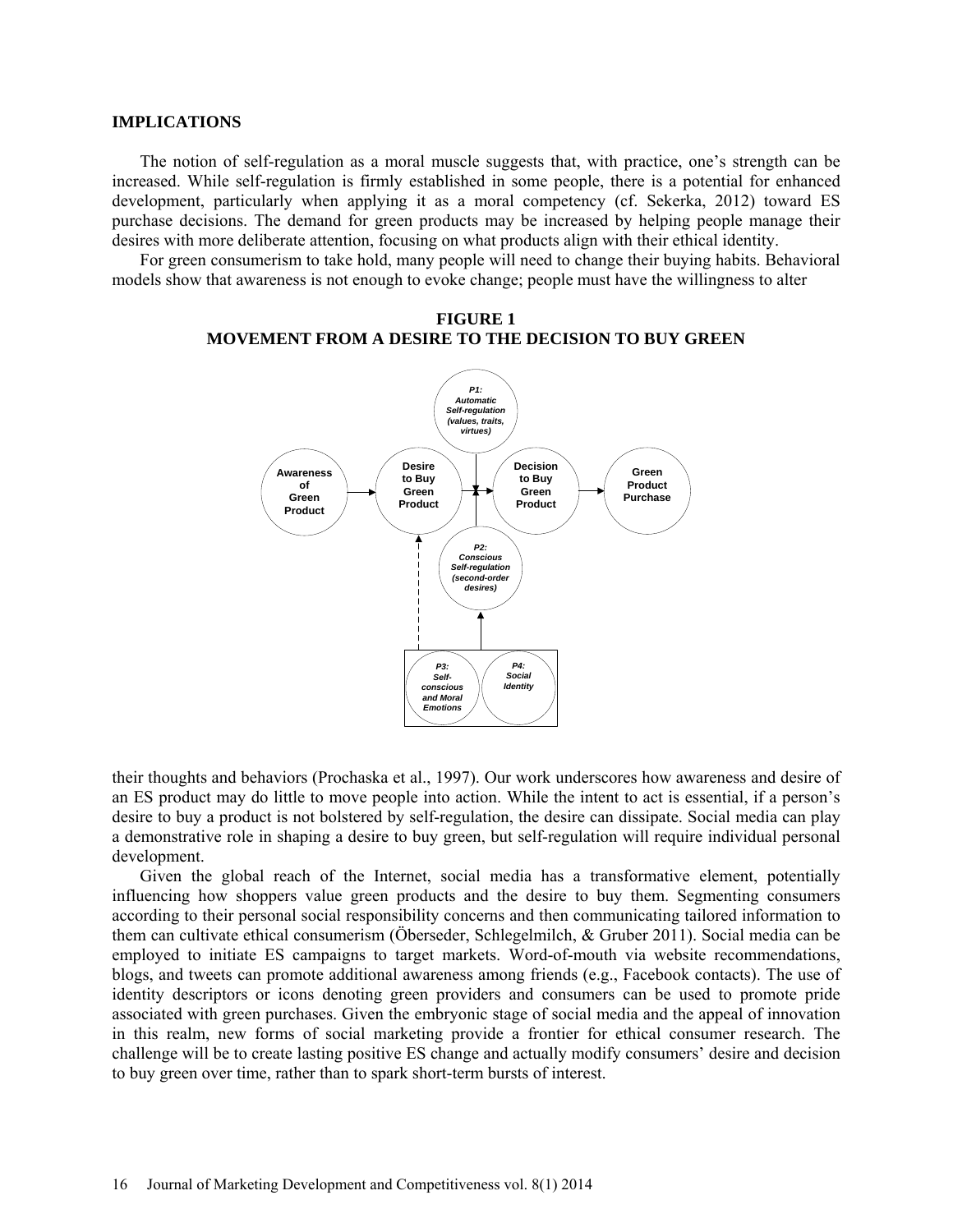## IMPLICATIONS

The notion of self-regulation as a moral muscle suggests that, with practice, one's strength can be increased. While self-regulation is firmly established in some people, there is a potential for enhanced development, particularly when applying it as a moral competency (cf. Sekerka, 2012) toward ES purchase decisions. The demand for green products may be increased by helping people manage their desires with more deliberate attention, focusing on what products align with their ethical identity.

For green consumerism to take hold, many people will need to change their buying habits. Behavioral models show that awareness is not enough to evoke change; people must have the willingness to alter their thoughts and behaviors (Prochaska et al., 1997). Our work underscores how awareness and desire of an ES product may do little to move people into action. While the intent to act is essential, if a person's desire to buy a product is not bolstered by self-regulation, the desire can dissipate. Social media can play a demonstrative role in shaping a desire to buy green, but self-regulation will require individual personal development.

**FIGURE 1**
**MOVEMENT FROM A DESIRE TO THE DECISION TO BUY GREEN**

Given the global reach of the Internet, social media has a transformative element, potentially influencing how shoppers value green products and the desire to buy them. Segmenting consumers according to their personal social responsibility concerns and then communicating tailored information to them can cultivate ethical consumerism (Öberseder, Schlegelmilch, & Gruber 2011). Social media can be employed to initiate ES campaigns to target markets. Word-of-mouth via website recommendations, blogs, and tweets can promote additional awareness among friends (e.g., Facebook contacts). The use of identity descriptors or icons denoting green providers and consumers can be used to promote pride associated with green purchases. Given the embryonic stage of social media and the appeal of innovation in this realm, new forms of social marketing provide a frontier for ethical consumer research. The challenge will be to create lasting positive ES change and actually modify consumers' desire and decision to buy green over time, rather than to spark short-term bursts of interest.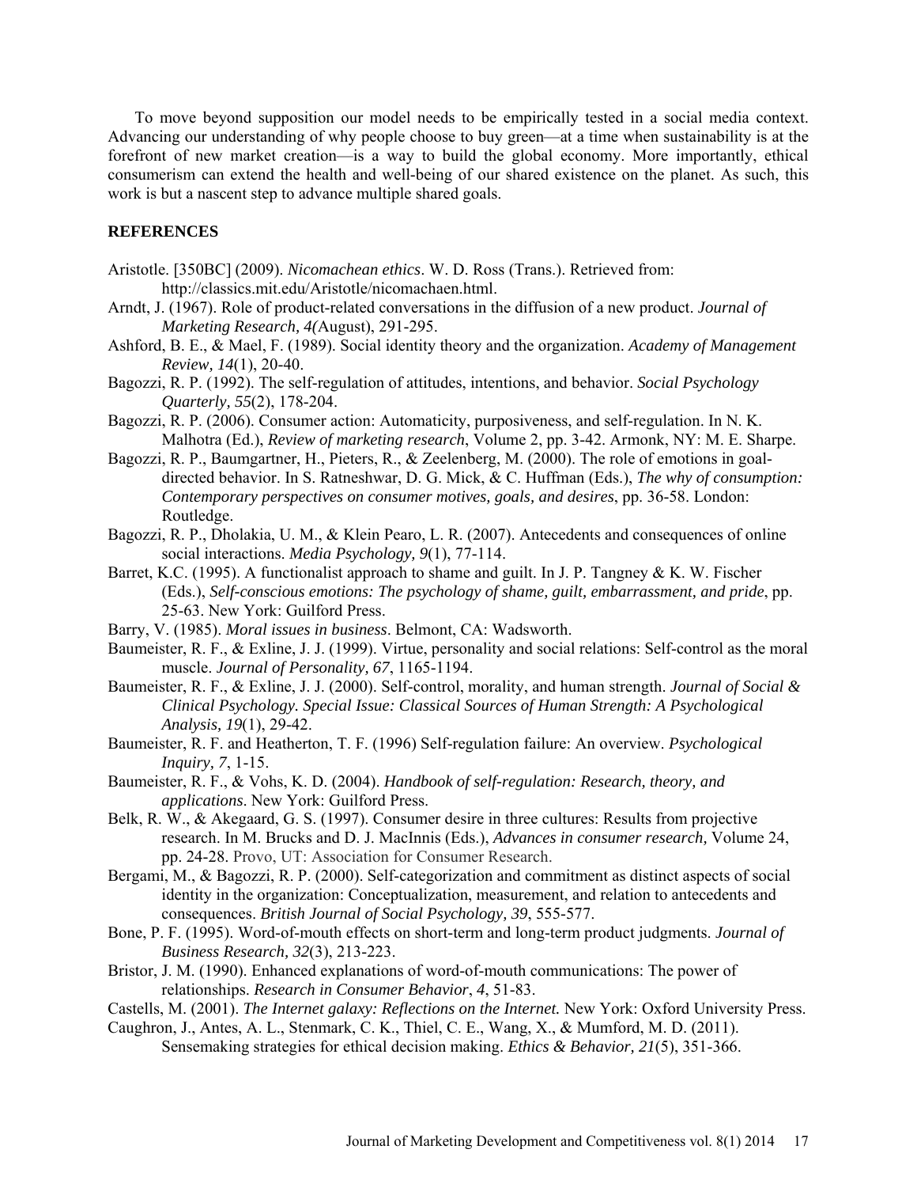To move beyond supposition our model needs to be empirically tested in a social media context. Advancing our understanding of why people choose to buy green—at a time when sustainability is at the forefront of new market creation—is a way to build the global economy. More importantly, ethical consumerism can extend the health and well-being of our shared existence on the planet. As such, this work is but a nascent step to advance multiple shared goals.

## REFERENCES

Aristotle. [350BC] (2009). *Nicomachean ethics*. W. D. Ross (Trans.). Retrieved from: http://classics.mit.edu/Aristotle/nicomachaen.html.

Arndt, J. (1967). Role of product-related conversations in the diffusion of a new product. *Journal of Marketing Research, 4(*August), 291-295.

Ashford, B. E., & Mael, F. (1989). Social identity theory and the organization. *Academy of Management Review, 14*(1), 20-40.

Bagozzi, R. P. (1992). The self-regulation of attitudes, intentions, and behavior. *Social Psychology Quarterly, 55*(2), 178-204.

Bagozzi, R. P. (2006). Consumer action: Automaticity, purposiveness, and self-regulation. In N. K. Malhotra (Ed.), *Review of marketing research*, Volume 2, pp. 3-42. Armonk, NY: M. E. Sharpe.

Bagozzi, R. P., Baumgartner, H., Pieters, R., & Zeelenberg, M. (2000). The role of emotions in goal-directed behavior. In S. Ratneshwar, D. G. Mick, & C. Huffman (Eds.), *The why of consumption: Contemporary perspectives on consumer motives, goals, and desires*, pp. 36-58. London: Routledge.

Bagozzi, R. P., Dholakia, U. M., & Klein Pearo, L. R. (2007). Antecedents and consequences of online social interactions. *Media Psychology, 9*(1), 77-114.

Barret, K.C. (1995). A functionalist approach to shame and guilt. In J. P. Tangney & K. W. Fischer (Eds.), *Self-conscious emotions: The psychology of shame, guilt, embarrassment, and pride*, pp. 25-63. New York: Guilford Press.

Barry, V. (1985). *Moral issues in business*. Belmont, CA: Wadsworth.

Baumeister, R. F., & Exline, J. J. (1999). Virtue, personality and social relations: Self-control as the moral muscle. *Journal of Personality, 67*, 1165-1194.

Baumeister, R. F., & Exline, J. J. (2000). Self-control, morality, and human strength. *Journal of Social & Clinical Psychology. Special Issue: Classical Sources of Human Strength: A Psychological Analysis, 19*(1), 29-42.

Baumeister, R. F. and Heatherton, T. F. (1996) Self-regulation failure: An overview. *Psychological Inquiry, 7*, 1-15.

Baumeister, R. F., & Vohs, K. D. (2004). *Handbook of self-regulation: Research, theory, and applications*. New York: Guilford Press.

Belk, R. W., & Akegaard, G. S. (1997). Consumer desire in three cultures: Results from projective research. In M. Brucks and D. J. MacInnis (Eds.), *Advances in consumer research,* Volume 24, pp. 24-28. Provo, UT: Association for Consumer Research.

Bergami, M., & Bagozzi, R. P. (2000). Self-categorization and commitment as distinct aspects of social identity in the organization: Conceptualization, measurement, and relation to antecedents and consequences. *British Journal of Social Psychology, 39*, 555-577.

Bone, P. F. (1995). Word-of-mouth effects on short-term and long-term product judgments. *Journal of Business Research, 32*(3), 213-223.

Bristor, J. M. (1990). Enhanced explanations of word-of-mouth communications: The power of relationships. *Research in Consumer Behavior*, *4*, 51-83.

Castells, M. (2001). *The Internet galaxy: Reflections on the Internet.* New York: Oxford University Press.

Caughron, J., Antes, A. L., Stenmark, C. K., Thiel, C. E., Wang, X., & Mumford, M. D. (2011). Sensemaking strategies for ethical decision making. *Ethics & Behavior, 21*(5), 351-366.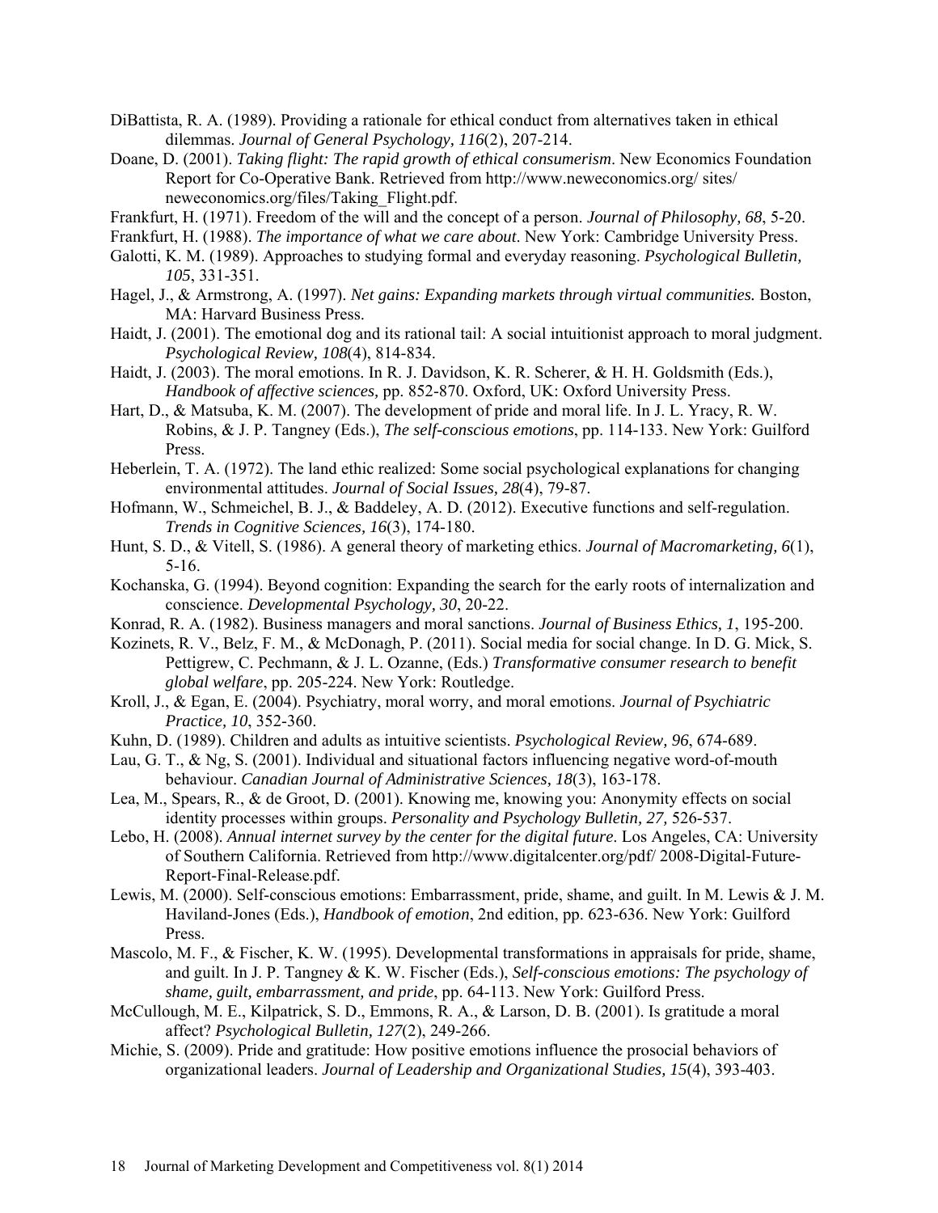DiBattista, R. A. (1989). Providing a rationale for ethical conduct from alternatives taken in ethical dilemmas. *Journal of General Psychology, 116*(2), 207-214.

Doane, D. (2001). *Taking flight: The rapid growth of ethical consumerism*. New Economics Foundation Report for Co-Operative Bank. Retrieved from http://www.neweconomics.org/ sites/ neweconomics.org/files/Taking_Flight.pdf.

Frankfurt, H. (1971). Freedom of the will and the concept of a person. *Journal of Philosophy, 68*, 5-20.

Frankfurt, H. (1988). *The importance of what we care about*. New York: Cambridge University Press.

Galotti, K. M. (1989). Approaches to studying formal and everyday reasoning. *Psychological Bulletin, 105*, 331-351.

Hagel, J., & Armstrong, A. (1997). *Net gains: Expanding markets through virtual communities.* Boston, MA: Harvard Business Press.

Haidt, J. (2001). The emotional dog and its rational tail: A social intuitionist approach to moral judgment. *Psychological Review, 108*(4), 814-834.

Haidt, J. (2003). The moral emotions. In R. J. Davidson, K. R. Scherer, & H. H. Goldsmith (Eds.), *Handbook of affective sciences,* pp. 852-870. Oxford, UK: Oxford University Press.

Hart, D., & Matsuba, K. M. (2007). The development of pride and moral life. In J. L. Yracy, R. W. Robins, & J. P. Tangney (Eds.), *The self-conscious emotions*, pp. 114-133. New York: Guilford Press.

Heberlein, T. A. (1972). The land ethic realized: Some social psychological explanations for changing environmental attitudes. *Journal of Social Issues, 28*(4), 79-87.

Hofmann, W., Schmeichel, B. J., & Baddeley, A. D. (2012). Executive functions and self-regulation. *Trends in Cognitive Sciences, 16*(3), 174-180.

Hunt, S. D., & Vitell, S. (1986). A general theory of marketing ethics. *Journal of Macromarketing, 6*(1), 5-16.

Kochanska, G. (1994). Beyond cognition: Expanding the search for the early roots of internalization and conscience. *Developmental Psychology, 30*, 20-22.

Konrad, R. A. (1982). Business managers and moral sanctions. *Journal of Business Ethics, 1*, 195-200.

Kozinets, R. V., Belz, F. M., & McDonagh, P. (2011). Social media for social change. In D. G. Mick, S. Pettigrew, C. Pechmann, & J. L. Ozanne, (Eds.) *Transformative consumer research to benefit global welfare*, pp. 205-224. New York: Routledge.

Kroll, J., & Egan, E. (2004). Psychiatry, moral worry, and moral emotions. *Journal of Psychiatric Practice, 10*, 352-360.

Kuhn, D. (1989). Children and adults as intuitive scientists. *Psychological Review, 96*, 674-689.

Lau, G. T., & Ng, S. (2001). Individual and situational factors influencing negative word-of-mouth behaviour. *Canadian Journal of Administrative Sciences, 18*(3), 163-178.

Lea, M., Spears, R., & de Groot, D. (2001). Knowing me, knowing you: Anonymity effects on social identity processes within groups. *Personality and Psychology Bulletin, 27,* 526-537.

Lebo, H. (2008). *Annual internet survey by the center for the digital future*. Los Angeles, CA: University of Southern California. Retrieved from http://www.digitalcenter.org/pdf/ 2008-Digital-Future-Report-Final-Release.pdf.

Lewis, M. (2000). Self-conscious emotions: Embarrassment, pride, shame, and guilt. In M. Lewis & J. M. Haviland-Jones (Eds.), *Handbook of emotion*, 2nd edition, pp. 623-636. New York: Guilford Press.

Mascolo, M. F., & Fischer, K. W. (1995). Developmental transformations in appraisals for pride, shame, and guilt. In J. P. Tangney & K. W. Fischer (Eds.), *Self-conscious emotions: The psychology of shame, guilt, embarrassment, and pride*, pp. 64-113. New York: Guilford Press.

McCullough, M. E., Kilpatrick, S. D., Emmons, R. A., & Larson, D. B. (2001). Is gratitude a moral affect? *Psychological Bulletin, 127*(2), 249-266.

Michie, S. (2009). Pride and gratitude: How positive emotions influence the prosocial behaviors of organizational leaders. *Journal of Leadership and Organizational Studies, 15*(4), 393-403.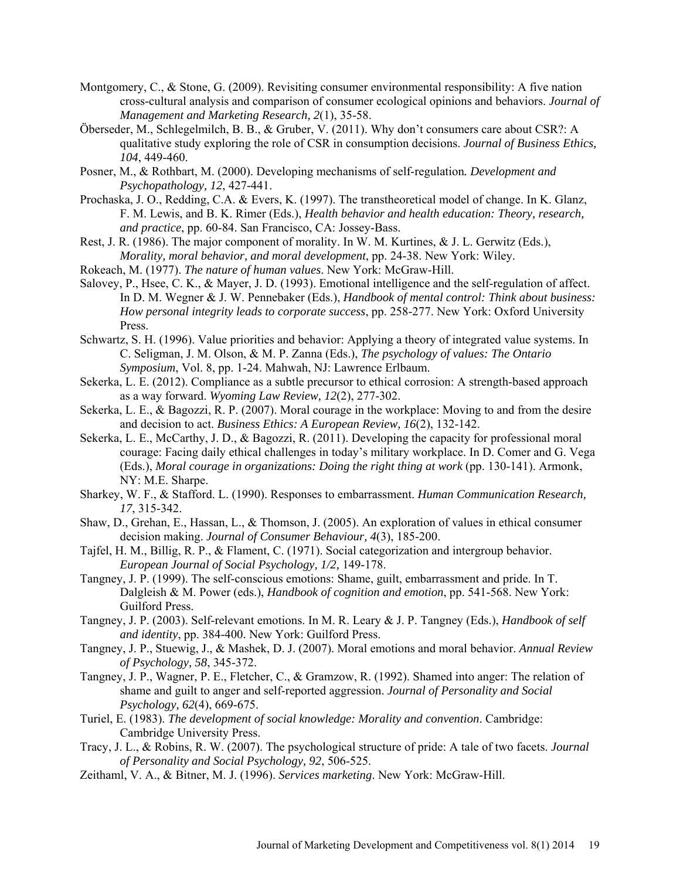Montgomery, C., & Stone, G. (2009). Revisiting consumer environmental responsibility: A five nation cross-cultural analysis and comparison of consumer ecological opinions and behaviors. *Journal of Management and Marketing Research, 2*(1), 35-58.

Öberseder, M., Schlegelmilch, B. B., & Gruber, V. (2011). Why don't consumers care about CSR?: A qualitative study exploring the role of CSR in consumption decisions. *Journal of Business Ethics, 104*, 449-460.

Posner, M., & Rothbart, M. (2000). Developing mechanisms of self-regulation*. Development and Psychopathology, 12*, 427-441.

Prochaska, J. O., Redding, C.A. & Evers, K. (1997). The transtheoretical model of change. In K. Glanz, F. M. Lewis, and B. K. Rimer (Eds.), *Health behavior and health education: Theory, research, and practice*, pp. 60-84. San Francisco, CA: Jossey-Bass.

Rest, J. R. (1986). The major component of morality. In W. M. Kurtines, & J. L. Gerwitz (Eds.), *Morality, moral behavior, and moral development*, pp. 24-38. New York: Wiley.

Rokeach, M. (1977). *The nature of human values*. New York: McGraw-Hill.

Salovey, P., Hsee, C. K., & Mayer, J. D. (1993). Emotional intelligence and the self-regulation of affect. In D. M. Wegner & J. W. Pennebaker (Eds.), *Handbook of mental control: Think about business: How personal integrity leads to corporate success*, pp. 258-277. New York: Oxford University Press.

Schwartz, S. H. (1996). Value priorities and behavior: Applying a theory of integrated value systems. In C. Seligman, J. M. Olson, & M. P. Zanna (Eds.), *The psychology of values: The Ontario Symposium*, Vol. 8, pp. 1-24. Mahwah, NJ: Lawrence Erlbaum.

Sekerka, L. E. (2012). Compliance as a subtle precursor to ethical corrosion: A strength-based approach as a way forward. *Wyoming Law Review, 12*(2), 277-302.

Sekerka, L. E., & Bagozzi, R. P. (2007). Moral courage in the workplace: Moving to and from the desire and decision to act. *Business Ethics: A European Review, 16*(2), 132-142.

Sekerka, L. E., McCarthy, J. D., & Bagozzi, R. (2011). Developing the capacity for professional moral courage: Facing daily ethical challenges in today's military workplace. In D. Comer and G. Vega (Eds.), *Moral courage in organizations: Doing the right thing at work* (pp. 130-141). Armonk, NY: M.E. Sharpe.

Sharkey, W. F., & Stafford. L. (1990). Responses to embarrassment. *Human Communication Research, 17*, 315-342.

Shaw, D., Grehan, E., Hassan, L., & Thomson, J. (2005). An exploration of values in ethical consumer decision making. *Journal of Consumer Behaviour, 4*(3), 185-200.

Tajfel, H. M., Billig, R. P., & Flament, C. (1971). Social categorization and intergroup behavior. *European Journal of Social Psychology, 1/2,* 149-178.

Tangney, J. P. (1999). The self-conscious emotions: Shame, guilt, embarrassment and pride. In T. Dalgleish & M. Power (eds.), *Handbook of cognition and emotion*, pp. 541-568. New York: Guilford Press.

Tangney, J. P. (2003). Self-relevant emotions. In M. R. Leary & J. P. Tangney (Eds.), *Handbook of self and identity*, pp. 384-400. New York: Guilford Press.

Tangney, J. P., Stuewig, J., & Mashek, D. J. (2007). Moral emotions and moral behavior. *Annual Review of Psychology, 58*, 345-372.

Tangney, J. P., Wagner, P. E., Fletcher, C., & Gramzow, R. (1992). Shamed into anger: The relation of shame and guilt to anger and self-reported aggression. *Journal of Personality and Social Psychology, 62*(4), 669-675.

Turiel, E. (1983). *The development of social knowledge: Morality and convention*. Cambridge: Cambridge University Press.

Tracy, J. L., & Robins, R. W. (2007). The psychological structure of pride: A tale of two facets. *Journal of Personality and Social Psychology, 92*, 506-525.

Zeithaml, V. A., & Bitner, M. J. (1996). *Services marketing*. New York: McGraw-Hill.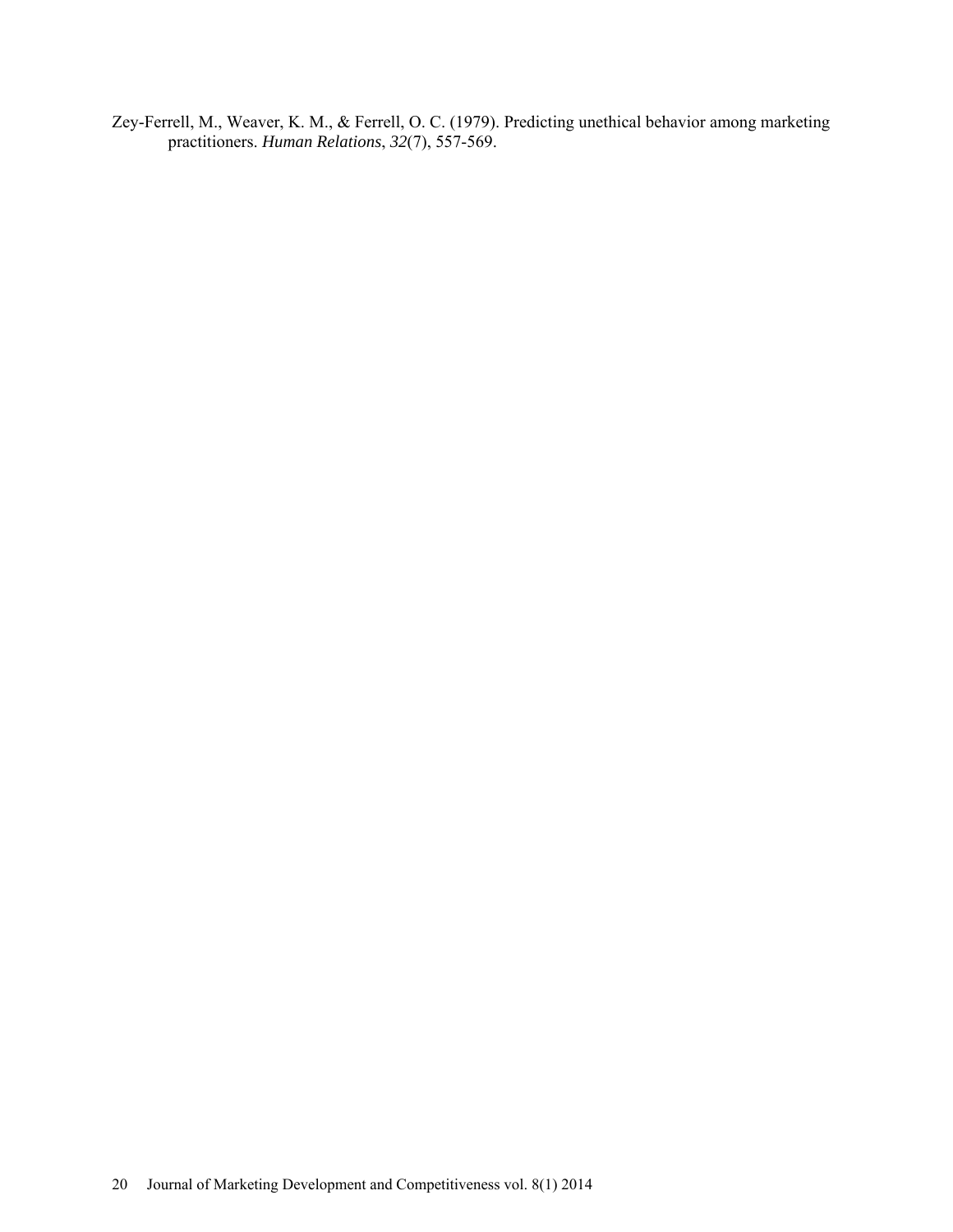Zey-Ferrell, M., Weaver, K. M., & Ferrell, O. C. (1979). Predicting unethical behavior among marketing practitioners. *Human Relations*, *32*(7), 557-569.